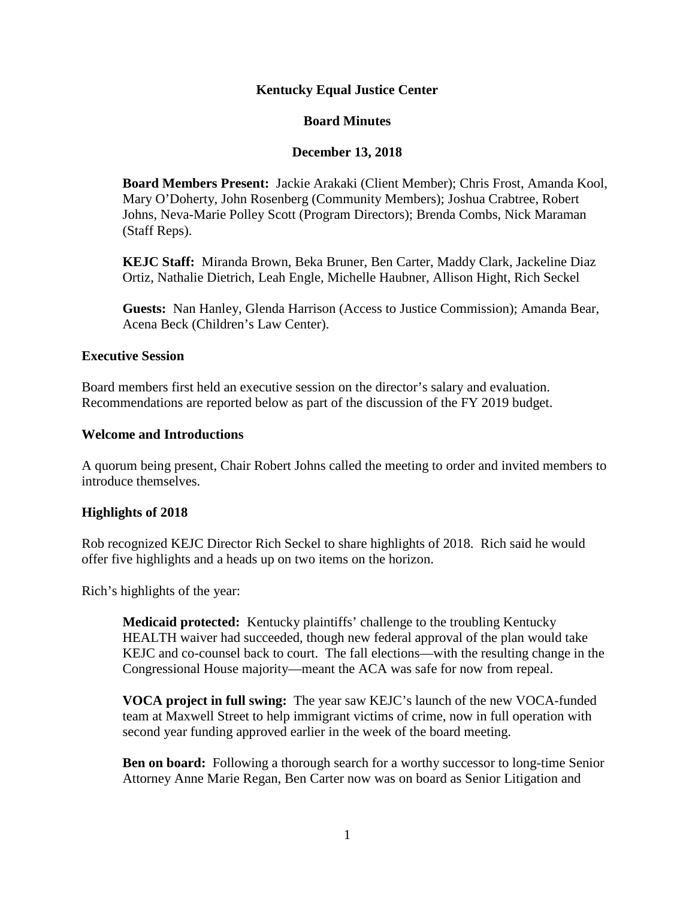# Kentucky Equal Justice Center

## Board Minutes

### December 13, 2018

**Board Members Present:** Jackie Arakaki (Client Member); Chris Frost, Amanda Kool, Mary O'Doherty, John Rosenberg (Community Members); Joshua Crabtree, Robert Johns, Neva-Marie Polley Scott (Program Directors); Brenda Combs, Nick Maraman (Staff Reps).

**KEJC Staff:** Miranda Brown, Beka Bruner, Ben Carter, Maddy Clark, Jackeline Diaz Ortiz, Nathalie Dietrich, Leah Engle, Michelle Haubner, Allison Hight, Rich Seckel

**Guests:** Nan Hanley, Glenda Harrison (Access to Justice Commission); Amanda Bear, Acena Beck (Children's Law Center).

### Executive Session

Board members first held an executive session on the director's salary and evaluation. Recommendations are reported below as part of the discussion of the FY 2019 budget.

### Welcome and Introductions

A quorum being present, Chair Robert Johns called the meeting to order and invited members to introduce themselves.

### Highlights of 2018

Rob recognized KEJC Director Rich Seckel to share highlights of 2018. Rich said he would offer five highlights and a heads up on two items on the horizon.

Rich's highlights of the year:

**Medicaid protected:** Kentucky plaintiffs' challenge to the troubling Kentucky HEALTH waiver had succeeded, though new federal approval of the plan would take KEJC and co-counsel back to court. The fall elections—with the resulting change in the Congressional House majority—meant the ACA was safe for now from repeal.

**VOCA project in full swing:** The year saw KEJC's launch of the new VOCA-funded team at Maxwell Street to help immigrant victims of crime, now in full operation with second year funding approved earlier in the week of the board meeting.

**Ben on board:** Following a thorough search for a worthy successor to long-time Senior Attorney Anne Marie Regan, Ben Carter now was on board as Senior Litigation and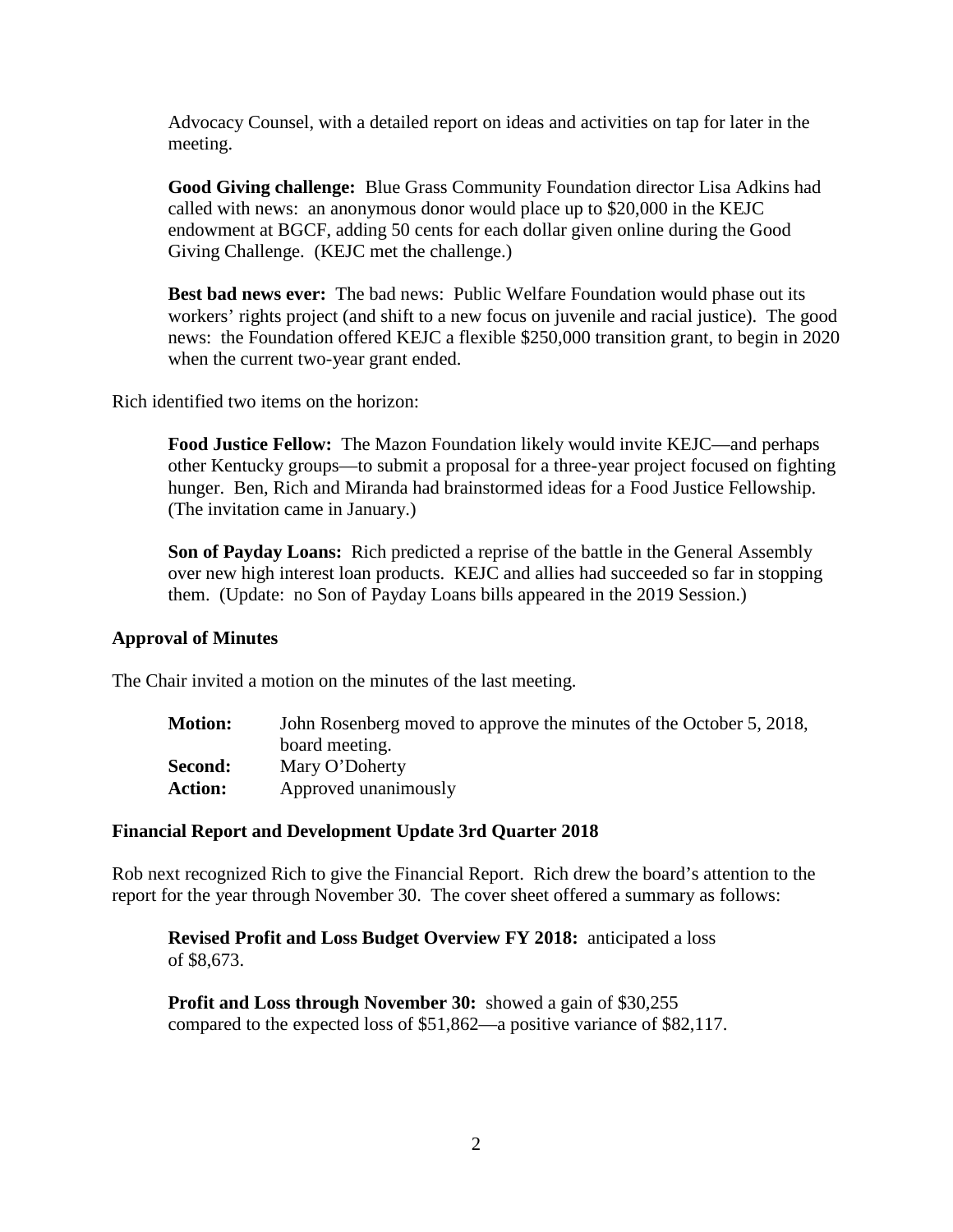Advocacy Counsel, with a detailed report on ideas and activities on tap for later in the meeting.

**Good Giving challenge:** Blue Grass Community Foundation director Lisa Adkins had called with news: an anonymous donor would place up to $20,000 in the KEJC endowment at BGCF, adding 50 cents for each dollar given online during the Good Giving Challenge. (KEJC met the challenge.)

**Best bad news ever:** The bad news: Public Welfare Foundation would phase out its workers' rights project (and shift to a new focus on juvenile and racial justice). The good news: the Foundation offered KEJC a flexible $250,000 transition grant, to begin in 2020 when the current two-year grant ended.

Rich identified two items on the horizon:

**Food Justice Fellow:** The Mazon Foundation likely would invite KEJC—and perhaps other Kentucky groups—to submit a proposal for a three-year project focused on fighting hunger. Ben, Rich and Miranda had brainstormed ideas for a Food Justice Fellowship. (The invitation came in January.)

**Son of Payday Loans:** Rich predicted a reprise of the battle in the General Assembly over new high interest loan products. KEJC and allies had succeeded so far in stopping them. (Update: no Son of Payday Loans bills appeared in the 2019 Session.)

### Approval of Minutes

The Chair invited a motion on the minutes of the last meeting.

| | |
|---|---|
| **Motion:** | John Rosenberg moved to approve the minutes of the October 5, 2018, board meeting. |
| **Second:** | Mary O'Doherty |
| **Action:** | Approved unanimously |

### Financial Report and Development Update 3rd Quarter 2018

Rob next recognized Rich to give the Financial Report. Rich drew the board's attention to the report for the year through November 30. The cover sheet offered a summary as follows:

**Revised Profit and Loss Budget Overview FY 2018:** anticipated a loss of $8,673.

**Profit and Loss through November 30:** showed a gain of $30,255 compared to the expected loss of $51,862—a positive variance of $82,117.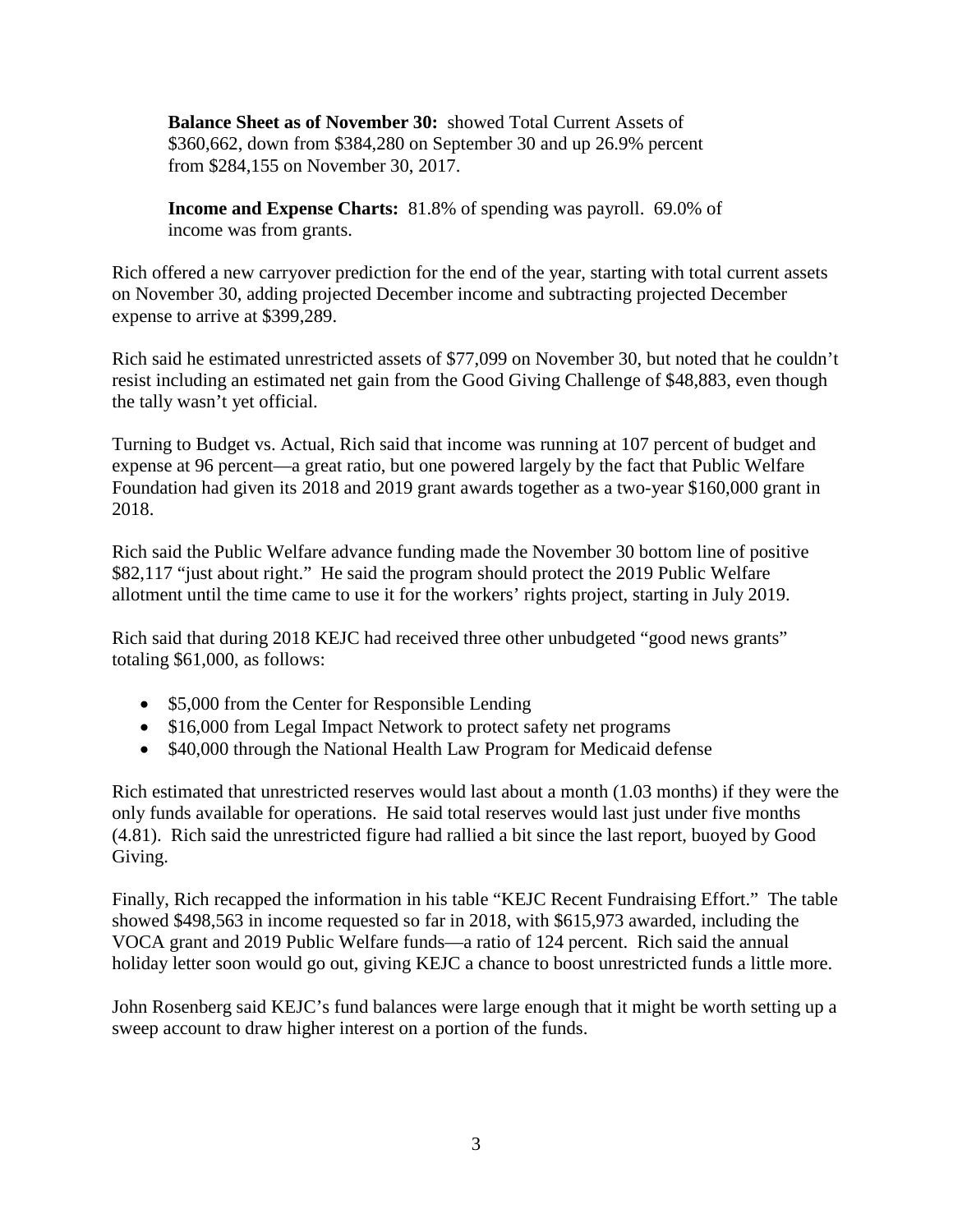**Balance Sheet as of November 30:** showed Total Current Assets of $360,662, down from $384,280 on September 30 and up 26.9% percent from $284,155 on November 30, 2017.

**Income and Expense Charts:** 81.8% of spending was payroll. 69.0% of income was from grants.

Rich offered a new carryover prediction for the end of the year, starting with total current assets on November 30, adding projected December income and subtracting projected December expense to arrive at $399,289.

Rich said he estimated unrestricted assets of $77,099 on November 30, but noted that he couldn't resist including an estimated net gain from the Good Giving Challenge of $48,883, even though the tally wasn't yet official.

Turning to Budget vs. Actual, Rich said that income was running at 107 percent of budget and expense at 96 percent—a great ratio, but one powered largely by the fact that Public Welfare Foundation had given its 2018 and 2019 grant awards together as a two-year $160,000 grant in 2018.

Rich said the Public Welfare advance funding made the November 30 bottom line of positive $82,117 "just about right." He said the program should protect the 2019 Public Welfare allotment until the time came to use it for the workers' rights project, starting in July 2019.

Rich said that during 2018 KEJC had received three other unbudgeted "good news grants" totaling $61,000, as follows:

- $5,000 from the Center for Responsible Lending
- $16,000 from Legal Impact Network to protect safety net programs
- $40,000 through the National Health Law Program for Medicaid defense

Rich estimated that unrestricted reserves would last about a month (1.03 months) if they were the only funds available for operations. He said total reserves would last just under five months (4.81). Rich said the unrestricted figure had rallied a bit since the last report, buoyed by Good Giving.

Finally, Rich recapped the information in his table "KEJC Recent Fundraising Effort." The table showed $498,563 in income requested so far in 2018, with $615,973 awarded, including the VOCA grant and 2019 Public Welfare funds—a ratio of 124 percent. Rich said the annual holiday letter soon would go out, giving KEJC a chance to boost unrestricted funds a little more.

John Rosenberg said KEJC's fund balances were large enough that it might be worth setting up a sweep account to draw higher interest on a portion of the funds.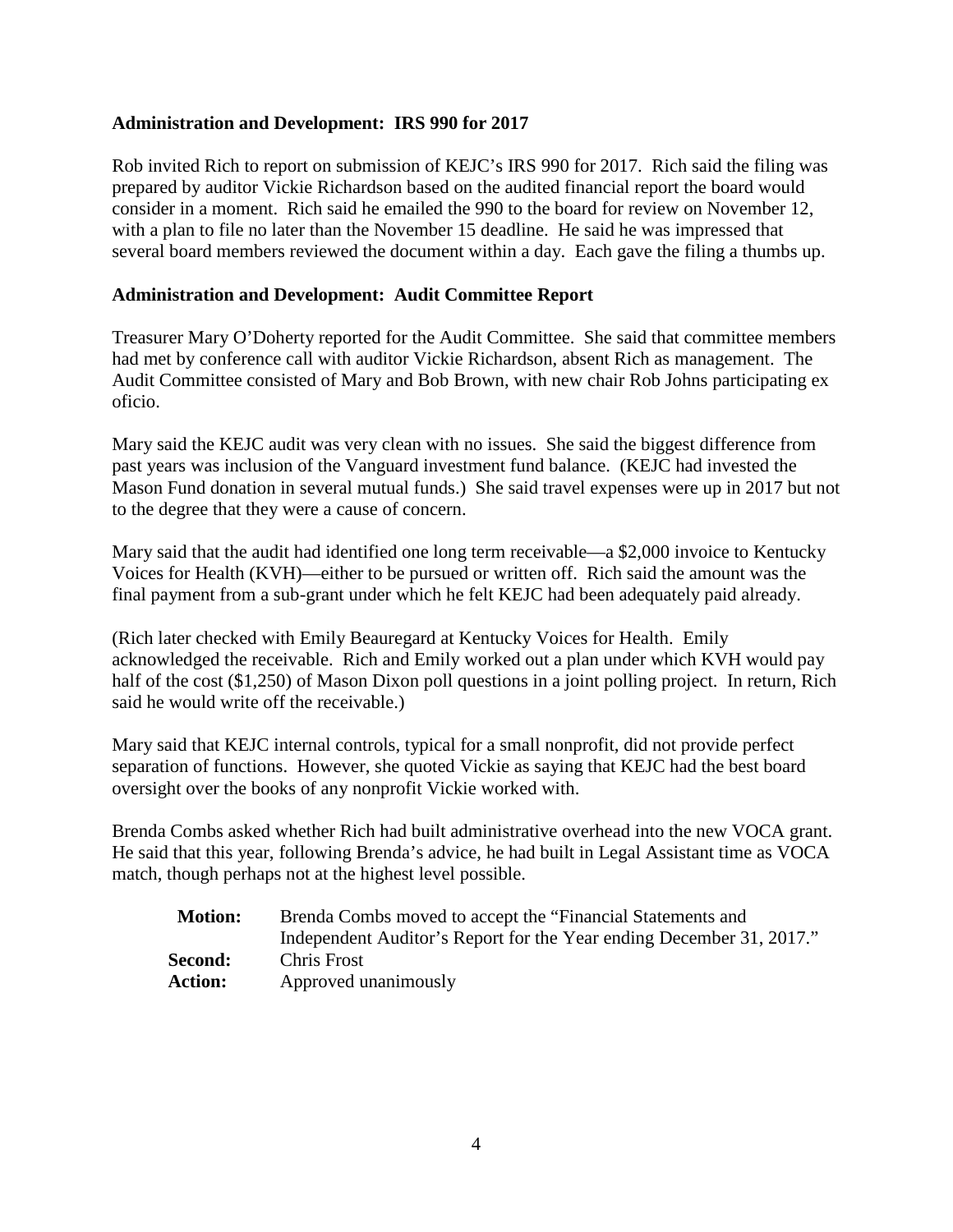**Administration and Development: IRS 990 for 2017**

Rob invited Rich to report on submission of KEJC's IRS 990 for 2017. Rich said the filing was prepared by auditor Vickie Richardson based on the audited financial report the board would consider in a moment. Rich said he emailed the 990 to the board for review on November 12, with a plan to file no later than the November 15 deadline. He said he was impressed that several board members reviewed the document within a day. Each gave the filing a thumbs up.

**Administration and Development: Audit Committee Report**

Treasurer Mary O'Doherty reported for the Audit Committee. She said that committee members had met by conference call with auditor Vickie Richardson, absent Rich as management. The Audit Committee consisted of Mary and Bob Brown, with new chair Rob Johns participating ex oficio.

Mary said the KEJC audit was very clean with no issues. She said the biggest difference from past years was inclusion of the Vanguard investment fund balance. (KEJC had invested the Mason Fund donation in several mutual funds.) She said travel expenses were up in 2017 but not to the degree that they were a cause of concern.

Mary said that the audit had identified one long term receivable—a $2,000 invoice to Kentucky Voices for Health (KVH)—either to be pursued or written off. Rich said the amount was the final payment from a sub-grant under which he felt KEJC had been adequately paid already.

(Rich later checked with Emily Beauregard at Kentucky Voices for Health. Emily acknowledged the receivable. Rich and Emily worked out a plan under which KVH would pay half of the cost ($1,250) of Mason Dixon poll questions in a joint polling project. In return, Rich said he would write off the receivable.)

Mary said that KEJC internal controls, typical for a small nonprofit, did not provide perfect separation of functions. However, she quoted Vickie as saying that KEJC had the best board oversight over the books of any nonprofit Vickie worked with.

Brenda Combs asked whether Rich had built administrative overhead into the new VOCA grant. He said that this year, following Brenda's advice, he had built in Legal Assistant time as VOCA match, though perhaps not at the highest level possible.

**Motion:** Brenda Combs moved to accept the "Financial Statements and Independent Auditor's Report for the Year ending December 31, 2017."
**Second:** Chris Frost
**Action:** Approved unanimously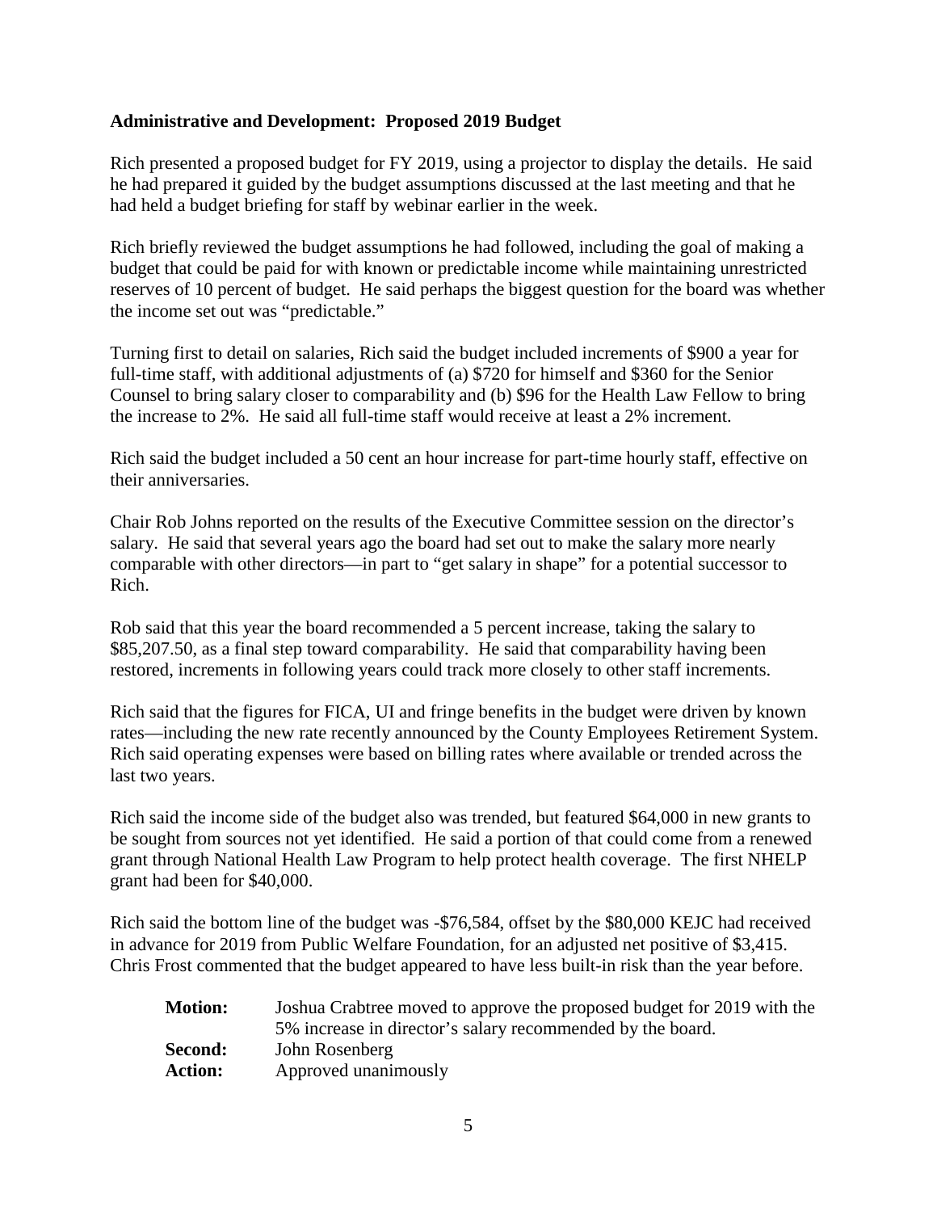**Administrative and Development: Proposed 2019 Budget**

Rich presented a proposed budget for FY 2019, using a projector to display the details. He said he had prepared it guided by the budget assumptions discussed at the last meeting and that he had held a budget briefing for staff by webinar earlier in the week.

Rich briefly reviewed the budget assumptions he had followed, including the goal of making a budget that could be paid for with known or predictable income while maintaining unrestricted reserves of 10 percent of budget. He said perhaps the biggest question for the board was whether the income set out was "predictable."

Turning first to detail on salaries, Rich said the budget included increments of $900 a year for full-time staff, with additional adjustments of (a) $720 for himself and $360 for the Senior Counsel to bring salary closer to comparability and (b) $96 for the Health Law Fellow to bring the increase to 2%. He said all full-time staff would receive at least a 2% increment.

Rich said the budget included a 50 cent an hour increase for part-time hourly staff, effective on their anniversaries.

Chair Rob Johns reported on the results of the Executive Committee session on the director's salary. He said that several years ago the board had set out to make the salary more nearly comparable with other directors—in part to "get salary in shape" for a potential successor to Rich.

Rob said that this year the board recommended a 5 percent increase, taking the salary to $85,207.50, as a final step toward comparability. He said that comparability having been restored, increments in following years could track more closely to other staff increments.

Rich said that the figures for FICA, UI and fringe benefits in the budget were driven by known rates—including the new rate recently announced by the County Employees Retirement System. Rich said operating expenses were based on billing rates where available or trended across the last two years.

Rich said the income side of the budget also was trended, but featured $64,000 in new grants to be sought from sources not yet identified. He said a portion of that could come from a renewed grant through National Health Law Program to help protect health coverage. The first NHELP grant had been for $40,000.

Rich said the bottom line of the budget was -$76,584, offset by the $80,000 KEJC had received in advance for 2019 from Public Welfare Foundation, for an adjusted net positive of $3,415. Chris Frost commented that the budget appeared to have less built-in risk than the year before.

| | |
|---|---|
| **Motion:** | Joshua Crabtree moved to approve the proposed budget for 2019 with the 5% increase in director's salary recommended by the board. |
| **Second:** | John Rosenberg |
| **Action:** | Approved unanimously |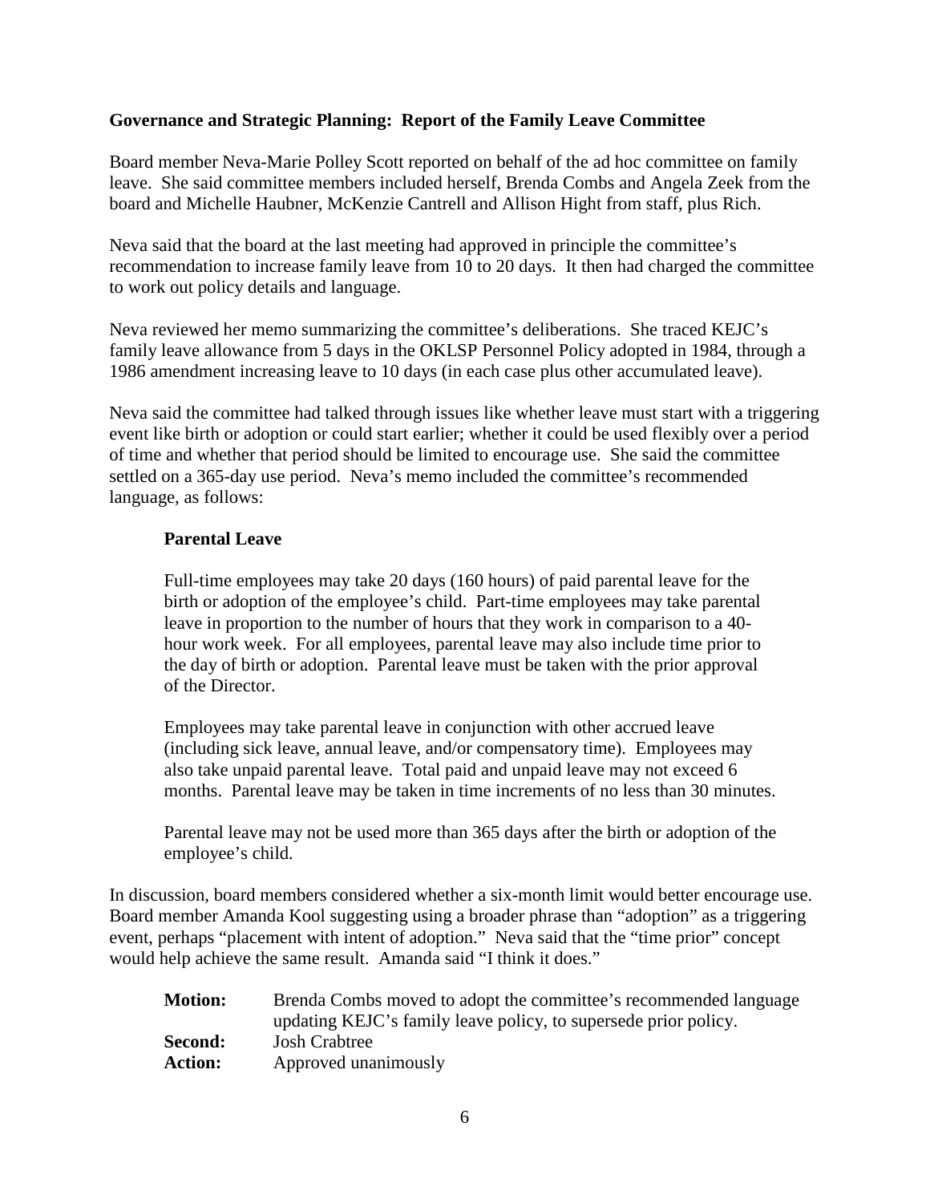**Governance and Strategic Planning: Report of the Family Leave Committee**

Board member Neva-Marie Polley Scott reported on behalf of the ad hoc committee on family leave. She said committee members included herself, Brenda Combs and Angela Zeek from the board and Michelle Haubner, McKenzie Cantrell and Allison Hight from staff, plus Rich.

Neva said that the board at the last meeting had approved in principle the committee's recommendation to increase family leave from 10 to 20 days. It then had charged the committee to work out policy details and language.

Neva reviewed her memo summarizing the committee's deliberations. She traced KEJC's family leave allowance from 5 days in the OKLSP Personnel Policy adopted in 1984, through a 1986 amendment increasing leave to 10 days (in each case plus other accumulated leave).

Neva said the committee had talked through issues like whether leave must start with a triggering event like birth or adoption or could start earlier; whether it could be used flexibly over a period of time and whether that period should be limited to encourage use. She said the committee settled on a 365-day use period. Neva's memo included the committee's recommended language, as follows:

> **Parental Leave**
>
> Full-time employees may take 20 days (160 hours) of paid parental leave for the birth or adoption of the employee's child. Part-time employees may take parental leave in proportion to the number of hours that they work in comparison to a 40-hour work week. For all employees, parental leave may also include time prior to the day of birth or adoption. Parental leave must be taken with the prior approval of the Director.
>
> Employees may take parental leave in conjunction with other accrued leave (including sick leave, annual leave, and/or compensatory time). Employees may also take unpaid parental leave. Total paid and unpaid leave may not exceed 6 months. Parental leave may be taken in time increments of no less than 30 minutes.
>
> Parental leave may not be used more than 365 days after the birth or adoption of the employee's child.

In discussion, board members considered whether a six-month limit would better encourage use. Board member Amanda Kool suggesting using a broader phrase than "adoption" as a triggering event, perhaps "placement with intent of adoption." Neva said that the "time prior" concept would help achieve the same result. Amanda said "I think it does."

| | |
|---|---|
| **Motion:** | Brenda Combs moved to adopt the committee's recommended language updating KEJC's family leave policy, to supersede prior policy. |
| **Second:** | Josh Crabtree |
| **Action:** | Approved unanimously |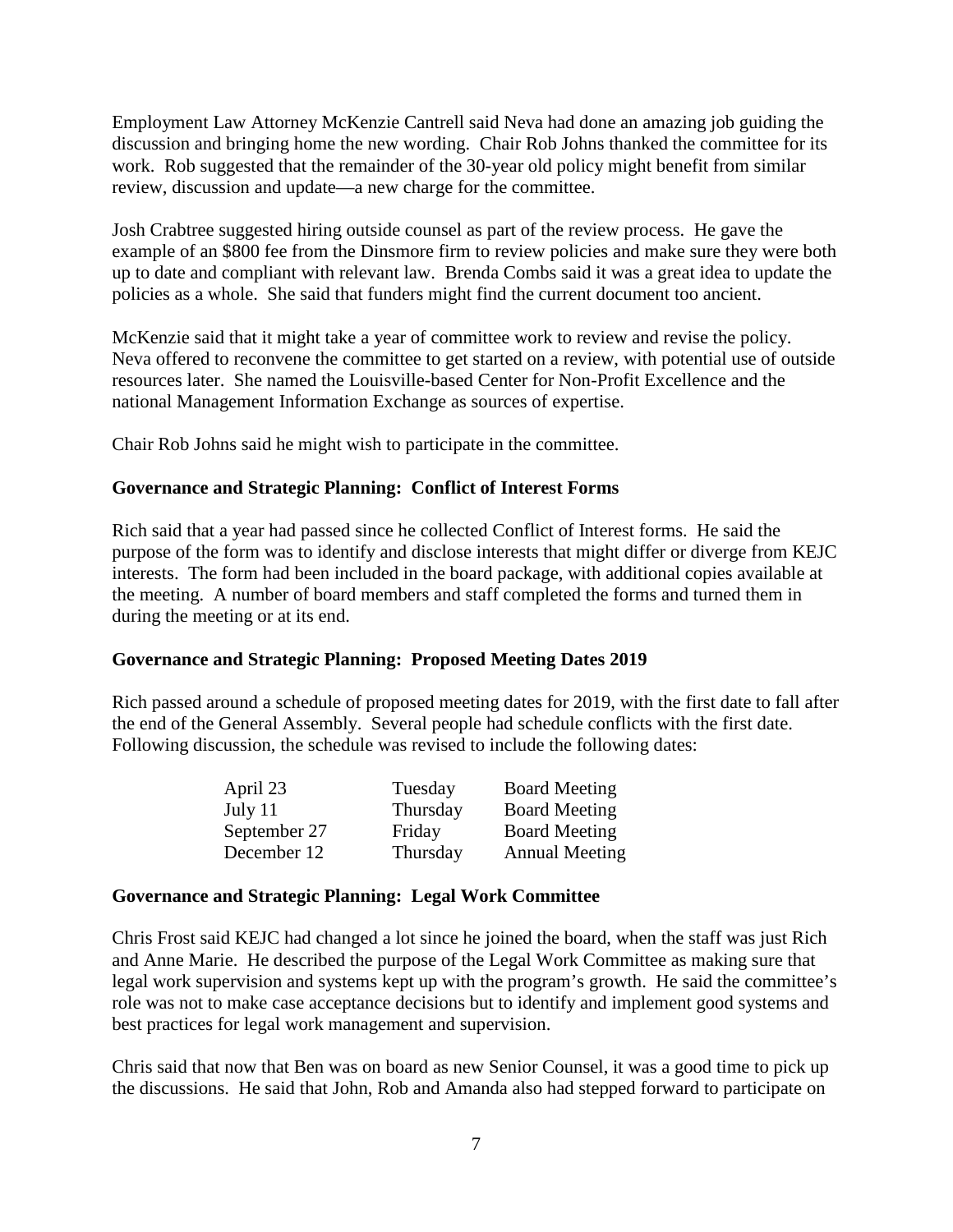Employment Law Attorney McKenzie Cantrell said Neva had done an amazing job guiding the discussion and bringing home the new wording. Chair Rob Johns thanked the committee for its work. Rob suggested that the remainder of the 30-year old policy might benefit from similar review, discussion and update—a new charge for the committee.

Josh Crabtree suggested hiring outside counsel as part of the review process. He gave the example of an $800 fee from the Dinsmore firm to review policies and make sure they were both up to date and compliant with relevant law. Brenda Combs said it was a great idea to update the policies as a whole. She said that funders might find the current document too ancient.

McKenzie said that it might take a year of committee work to review and revise the policy. Neva offered to reconvene the committee to get started on a review, with potential use of outside resources later. She named the Louisville-based Center for Non-Profit Excellence and the national Management Information Exchange as sources of expertise.

Chair Rob Johns said he might wish to participate in the committee.

**Governance and Strategic Planning: Conflict of Interest Forms**

Rich said that a year had passed since he collected Conflict of Interest forms. He said the purpose of the form was to identify and disclose interests that might differ or diverge from KEJC interests. The form had been included in the board package, with additional copies available at the meeting. A number of board members and staff completed the forms and turned them in during the meeting or at its end.

**Governance and Strategic Planning: Proposed Meeting Dates 2019**

Rich passed around a schedule of proposed meeting dates for 2019, with the first date to fall after the end of the General Assembly. Several people had schedule conflicts with the first date. Following discussion, the schedule was revised to include the following dates:

| | | |
|---|---|---|
| April 23 | Tuesday | Board Meeting |
| July 11 | Thursday | Board Meeting |
| September 27 | Friday | Board Meeting |
| December 12 | Thursday | Annual Meeting |

**Governance and Strategic Planning: Legal Work Committee**

Chris Frost said KEJC had changed a lot since he joined the board, when the staff was just Rich and Anne Marie. He described the purpose of the Legal Work Committee as making sure that legal work supervision and systems kept up with the program's growth. He said the committee's role was not to make case acceptance decisions but to identify and implement good systems and best practices for legal work management and supervision.

Chris said that now that Ben was on board as new Senior Counsel, it was a good time to pick up the discussions. He said that John, Rob and Amanda also had stepped forward to participate on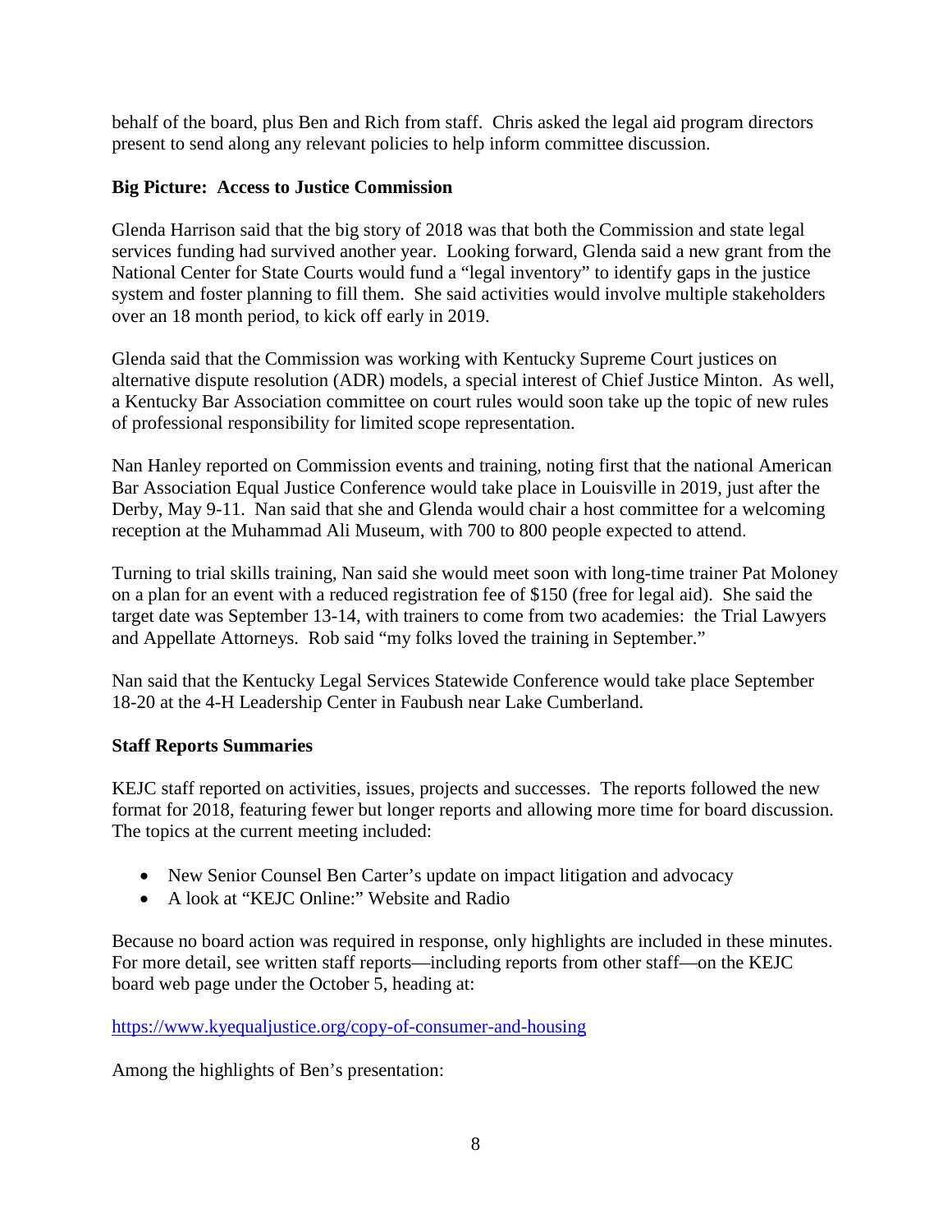behalf of the board, plus Ben and Rich from staff. Chris asked the legal aid program directors present to send along any relevant policies to help inform committee discussion.

**Big Picture: Access to Justice Commission**

Glenda Harrison said that the big story of 2018 was that both the Commission and state legal services funding had survived another year. Looking forward, Glenda said a new grant from the National Center for State Courts would fund a "legal inventory" to identify gaps in the justice system and foster planning to fill them. She said activities would involve multiple stakeholders over an 18 month period, to kick off early in 2019.

Glenda said that the Commission was working with Kentucky Supreme Court justices on alternative dispute resolution (ADR) models, a special interest of Chief Justice Minton. As well, a Kentucky Bar Association committee on court rules would soon take up the topic of new rules of professional responsibility for limited scope representation.

Nan Hanley reported on Commission events and training, noting first that the national American Bar Association Equal Justice Conference would take place in Louisville in 2019, just after the Derby, May 9-11. Nan said that she and Glenda would chair a host committee for a welcoming reception at the Muhammad Ali Museum, with 700 to 800 people expected to attend.

Turning to trial skills training, Nan said she would meet soon with long-time trainer Pat Moloney on a plan for an event with a reduced registration fee of $150 (free for legal aid). She said the target date was September 13-14, with trainers to come from two academies: the Trial Lawyers and Appellate Attorneys. Rob said "my folks loved the training in September."

Nan said that the Kentucky Legal Services Statewide Conference would take place September 18-20 at the 4-H Leadership Center in Faubush near Lake Cumberland.

**Staff Reports Summaries**

KEJC staff reported on activities, issues, projects and successes. The reports followed the new format for 2018, featuring fewer but longer reports and allowing more time for board discussion. The topics at the current meeting included:

- New Senior Counsel Ben Carter's update on impact litigation and advocacy
- A look at "KEJC Online:" Website and Radio

Because no board action was required in response, only highlights are included in these minutes. For more detail, see written staff reports—including reports from other staff—on the KEJC board web page under the October 5, heading at:

https://www.kyequaljustice.org/copy-of-consumer-and-housing

Among the highlights of Ben's presentation: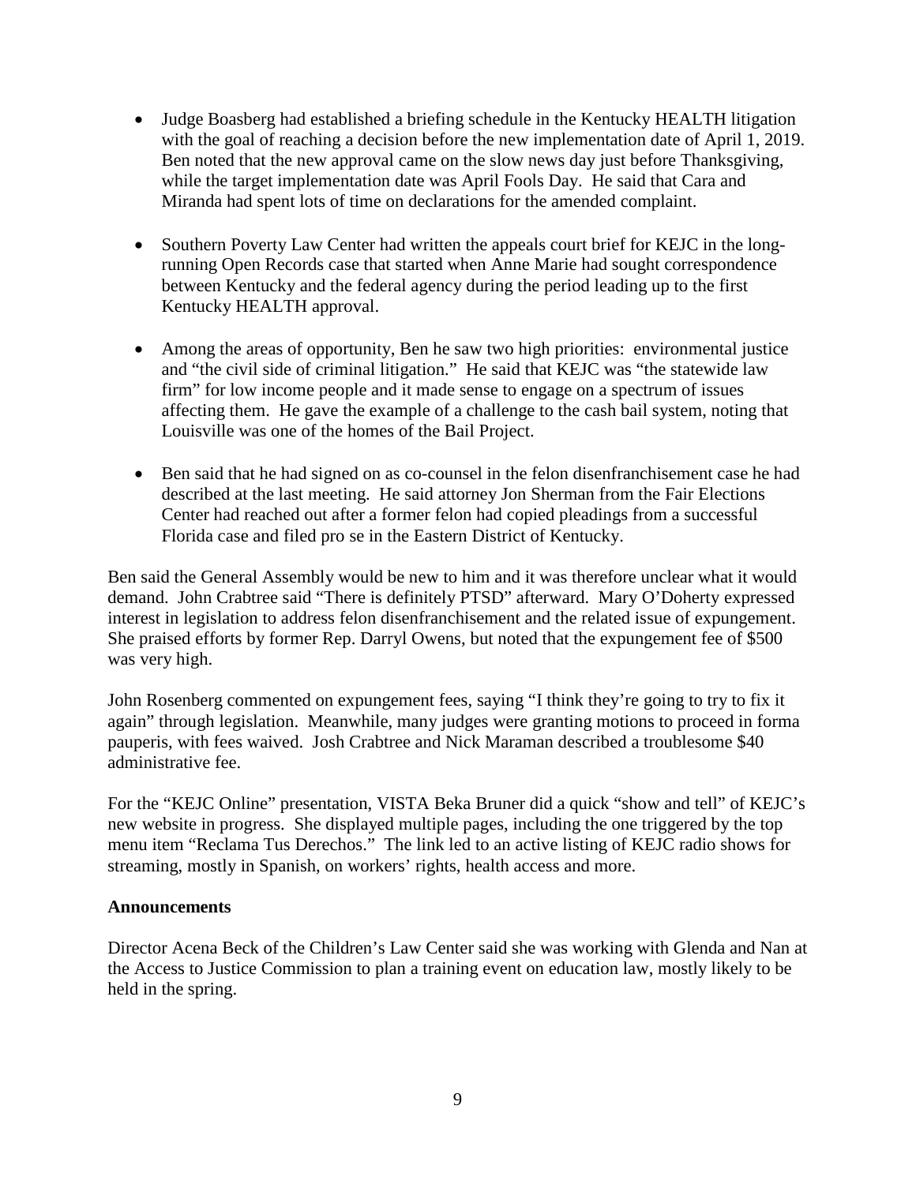- Judge Boasberg had established a briefing schedule in the Kentucky HEALTH litigation with the goal of reaching a decision before the new implementation date of April 1, 2019. Ben noted that the new approval came on the slow news day just before Thanksgiving, while the target implementation date was April Fools Day. He said that Cara and Miranda had spent lots of time on declarations for the amended complaint.

- Southern Poverty Law Center had written the appeals court brief for KEJC in the long-running Open Records case that started when Anne Marie had sought correspondence between Kentucky and the federal agency during the period leading up to the first Kentucky HEALTH approval.

- Among the areas of opportunity, Ben he saw two high priorities: environmental justice and "the civil side of criminal litigation." He said that KEJC was "the statewide law firm" for low income people and it made sense to engage on a spectrum of issues affecting them. He gave the example of a challenge to the cash bail system, noting that Louisville was one of the homes of the Bail Project.

- Ben said that he had signed on as co-counsel in the felon disenfranchisement case he had described at the last meeting. He said attorney Jon Sherman from the Fair Elections Center had reached out after a former felon had copied pleadings from a successful Florida case and filed pro se in the Eastern District of Kentucky.

Ben said the General Assembly would be new to him and it was therefore unclear what it would demand. John Crabtree said "There is definitely PTSD" afterward. Mary O'Doherty expressed interest in legislation to address felon disenfranchisement and the related issue of expungement. She praised efforts by former Rep. Darryl Owens, but noted that the expungement fee of $500 was very high.

John Rosenberg commented on expungement fees, saying "I think they're going to try to fix it again" through legislation. Meanwhile, many judges were granting motions to proceed in forma pauperis, with fees waived. Josh Crabtree and Nick Maraman described a troublesome $40 administrative fee.

For the "KEJC Online" presentation, VISTA Beka Bruner did a quick "show and tell" of KEJC's new website in progress. She displayed multiple pages, including the one triggered by the top menu item "Reclama Tus Derechos." The link led to an active listing of KEJC radio shows for streaming, mostly in Spanish, on workers' rights, health access and more.

**Announcements**

Director Acena Beck of the Children's Law Center said she was working with Glenda and Nan at the Access to Justice Commission to plan a training event on education law, mostly likely to be held in the spring.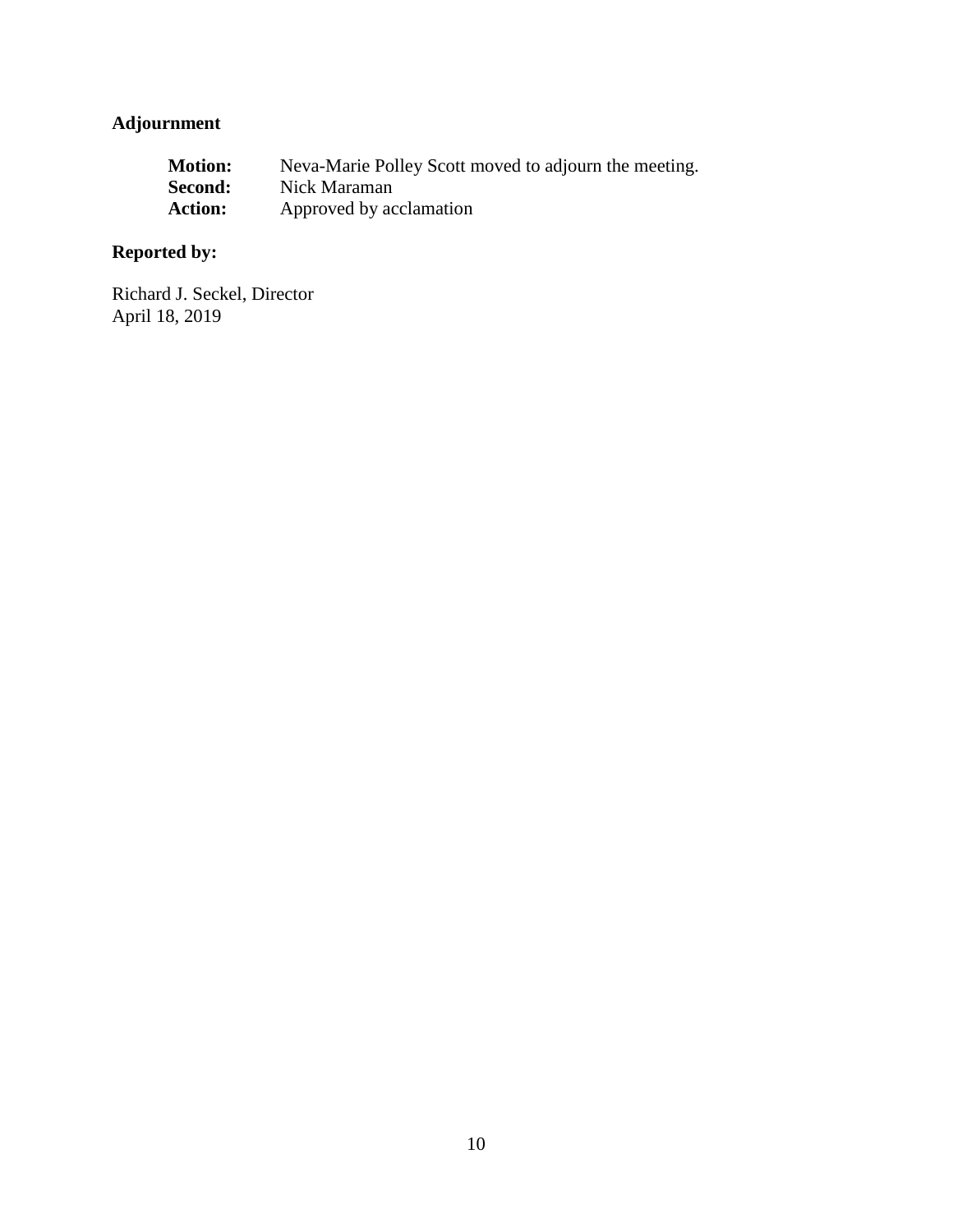**Adjournment**

**Motion:** Neva-Marie Polley Scott moved to adjourn the meeting.
**Second:** Nick Maraman
**Action:** Approved by acclamation

**Reported by:**

Richard J. Seckel, Director
April 18, 2019